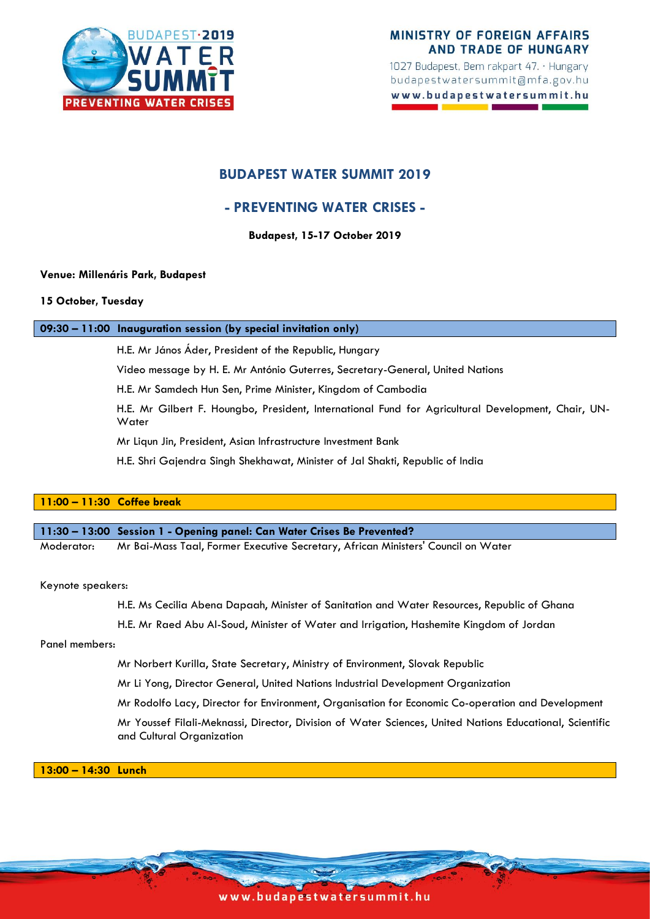MINISTRY OF FOREIGN AFFAIRS AND TRADE OF HUNGARY

1027 Budapest, Bem rakpart 47. · Hungary
budapestwatersummit@mfa.gov.hu
www.budapestwatersummit.hu

# BUDAPEST WATER SUMMIT 2019

## - PREVENTING WATER CRISES -

**Budapest, 15-17 October 2019**

**Venue: Millenáris Park, Budapest**

**15 October, Tuesday**

**09:30 – 11:00 Inauguration session (by special invitation only)**

H.E. Mr János Áder, President of the Republic, Hungary

Video message by H. E. Mr António Guterres, Secretary-General, United Nations

H.E. Mr Samdech Hun Sen, Prime Minister, Kingdom of Cambodia

H.E. Mr Gilbert F. Houngbo, President, International Fund for Agricultural Development, Chair, UN-Water

Mr Liqun Jin, President, Asian Infrastructure Investment Bank

H.E. Shri Gajendra Singh Shekhawat, Minister of Jal Shakti, Republic of India

**11:00 – 11:30 Coffee break**

**11:30 – 13:00 Session 1 - Opening panel: Can Water Crises Be Prevented?**

Moderator: Mr Bai-Mass Taal, Former Executive Secretary, African Ministers' Council on Water

Keynote speakers:

H.E. Ms Cecilia Abena Dapaah, Minister of Sanitation and Water Resources, Republic of Ghana

H.E. Mr Raed Abu Al-Soud, Minister of Water and Irrigation, Hashemite Kingdom of Jordan

Panel members:

Mr Norbert Kurilla, State Secretary, Ministry of Environment, Slovak Republic

Mr Li Yong, Director General, United Nations Industrial Development Organization

Mr Rodolfo Lacy, Director for Environment, Organisation for Economic Co-operation and Development

Mr Youssef Filali-Meknassi, Director, Division of Water Sciences, United Nations Educational, Scientific and Cultural Organization

**13:00 – 14:30 Lunch**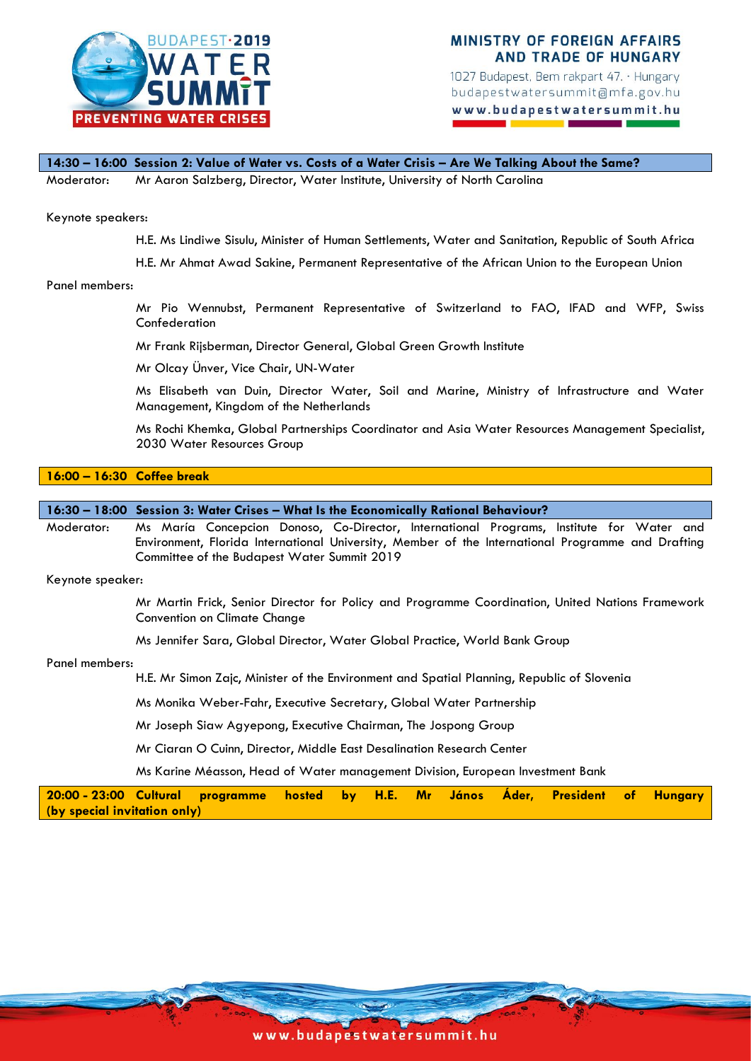**14:30 – 16:00 Session 2: Value of Water vs. Costs of a Water Crisis – Are We Talking About the Same?**

Moderator: Mr Aaron Salzberg, Director, Water Institute, University of North Carolina

Keynote speakers:

H.E. Ms Lindiwe Sisulu, Minister of Human Settlements, Water and Sanitation, Republic of South Africa

H.E. Mr Ahmat Awad Sakine, Permanent Representative of the African Union to the European Union

Panel members:

Mr Pio Wennubst, Permanent Representative of Switzerland to FAO, IFAD and WFP, Swiss Confederation

Mr Frank Rijsberman, Director General, Global Green Growth Institute

Mr Olcay Ünver, Vice Chair, UN-Water

Ms Elisabeth van Duin, Director Water, Soil and Marine, Ministry of Infrastructure and Water Management, Kingdom of the Netherlands

Ms Rochi Khemka, Global Partnerships Coordinator and Asia Water Resources Management Specialist, 2030 Water Resources Group

**16:00 – 16:30 Coffee break**

**16:30 – 18:00 Session 3: Water Crises – What Is the Economically Rational Behaviour?**

Moderator: Ms María Concepcion Donoso, Co-Director, International Programs, Institute for Water and Environment, Florida International University, Member of the International Programme and Drafting Committee of the Budapest Water Summit 2019

Keynote speaker:

Mr Martin Frick, Senior Director for Policy and Programme Coordination, United Nations Framework Convention on Climate Change

Ms Jennifer Sara, Global Director, Water Global Practice, World Bank Group

Panel members:

H.E. Mr Simon Zajc, Minister of the Environment and Spatial Planning, Republic of Slovenia

Ms Monika Weber-Fahr, Executive Secretary, Global Water Partnership

Mr Joseph Siaw Agyepong, Executive Chairman, The Jospong Group

Mr Ciaran O Cuinn, Director, Middle East Desalination Research Center

Ms Karine Méasson, Head of Water management Division, European Investment Bank

**20:00 - 23:00 Cultural programme hosted by H.E. Mr János Áder, President of Hungary (by special invitation only)**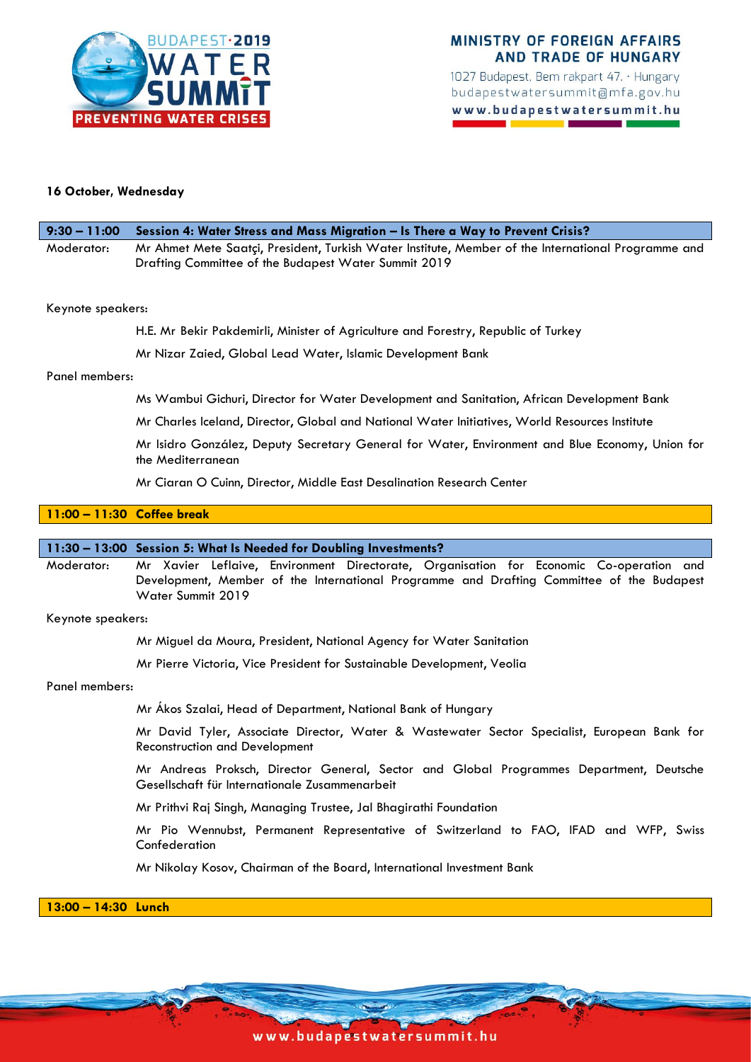**16 October, Wednesday**

**9:30 – 11:00 Session 4: Water Stress and Mass Migration – Is There a Way to Prevent Crisis?**

Moderator: Mr Ahmet Mete Saatçi, President, Turkish Water Institute, Member of the International Programme and Drafting Committee of the Budapest Water Summit 2019

Keynote speakers:

H.E. Mr Bekir Pakdemirli, Minister of Agriculture and Forestry, Republic of Turkey

Mr Nizar Zaied, Global Lead Water, Islamic Development Bank

Panel members:

Ms Wambui Gichuri, Director for Water Development and Sanitation, African Development Bank

Mr Charles Iceland, Director, Global and National Water Initiatives, World Resources Institute

Mr Isidro González, Deputy Secretary General for Water, Environment and Blue Economy, Union for the Mediterranean

Mr Ciaran O Cuinn, Director, Middle East Desalination Research Center

**11:00 – 11:30 Coffee break**

**11:30 – 13:00 Session 5: What Is Needed for Doubling Investments?**

Moderator: Mr Xavier Leflaive, Environment Directorate, Organisation for Economic Co-operation and Development, Member of the International Programme and Drafting Committee of the Budapest Water Summit 2019

Keynote speakers:

Mr Miguel da Moura, President, National Agency for Water Sanitation

Mr Pierre Victoria, Vice President for Sustainable Development, Veolia

Panel members:

Mr Ákos Szalai, Head of Department, National Bank of Hungary

Mr David Tyler, Associate Director, Water & Wastewater Sector Specialist, European Bank for Reconstruction and Development

Mr Andreas Proksch, Director General, Sector and Global Programmes Department, Deutsche Gesellschaft für Internationale Zusammenarbeit

Mr Prithvi Raj Singh, Managing Trustee, Jal Bhagirathi Foundation

Mr Pio Wennubst, Permanent Representative of Switzerland to FAO, IFAD and WFP, Swiss Confederation

Mr Nikolay Kosov, Chairman of the Board, International Investment Bank

**13:00 – 14:30 Lunch**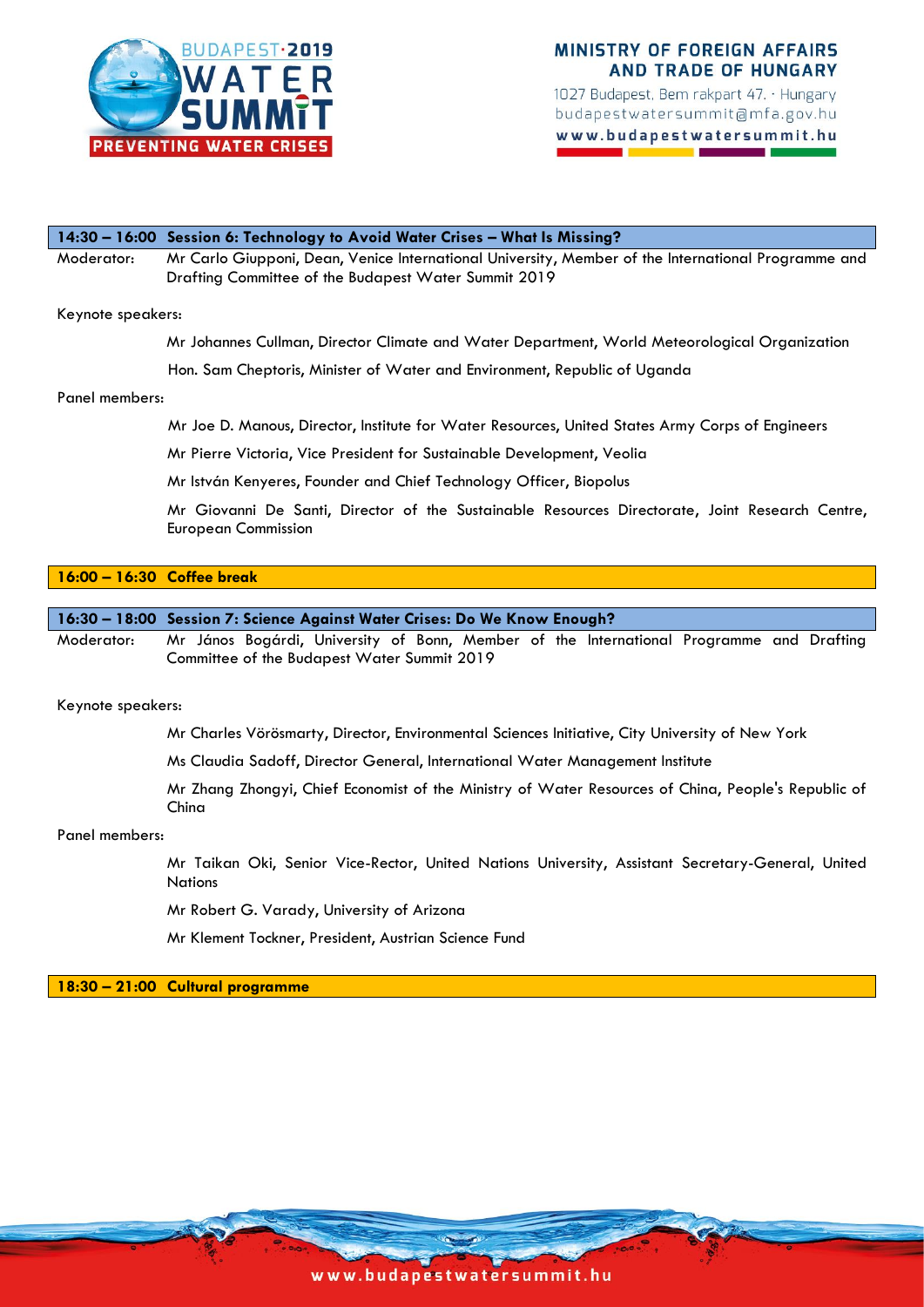**14:30 – 16:00 Session 6: Technology to Avoid Water Crises – What Is Missing?**

Moderator: Mr Carlo Giupponi, Dean, Venice International University, Member of the International Programme and Drafting Committee of the Budapest Water Summit 2019

Keynote speakers:

Mr Johannes Cullman, Director Climate and Water Department, World Meteorological Organization

Hon. Sam Cheptoris, Minister of Water and Environment, Republic of Uganda

Panel members:

Mr Joe D. Manous, Director, Institute for Water Resources, United States Army Corps of Engineers

Mr Pierre Victoria, Vice President for Sustainable Development, Veolia

Mr István Kenyeres, Founder and Chief Technology Officer, Biopolus

Mr Giovanni De Santi, Director of the Sustainable Resources Directorate, Joint Research Centre, European Commission

**16:00 – 16:30 Coffee break**

**16:30 – 18:00 Session 7: Science Against Water Crises: Do We Know Enough?**

Moderator: Mr János Bogárdi, University of Bonn, Member of the International Programme and Drafting Committee of the Budapest Water Summit 2019

Keynote speakers:

Mr Charles Vörösmarty, Director, Environmental Sciences Initiative, City University of New York

Ms Claudia Sadoff, Director General, International Water Management Institute

Mr Zhang Zhongyi, Chief Economist of the Ministry of Water Resources of China, People's Republic of China

Panel members:

Mr Taikan Oki, Senior Vice-Rector, United Nations University, Assistant Secretary-General, United Nations

Mr Robert G. Varady, University of Arizona

Mr Klement Tockner, President, Austrian Science Fund

**18:30 – 21:00 Cultural programme**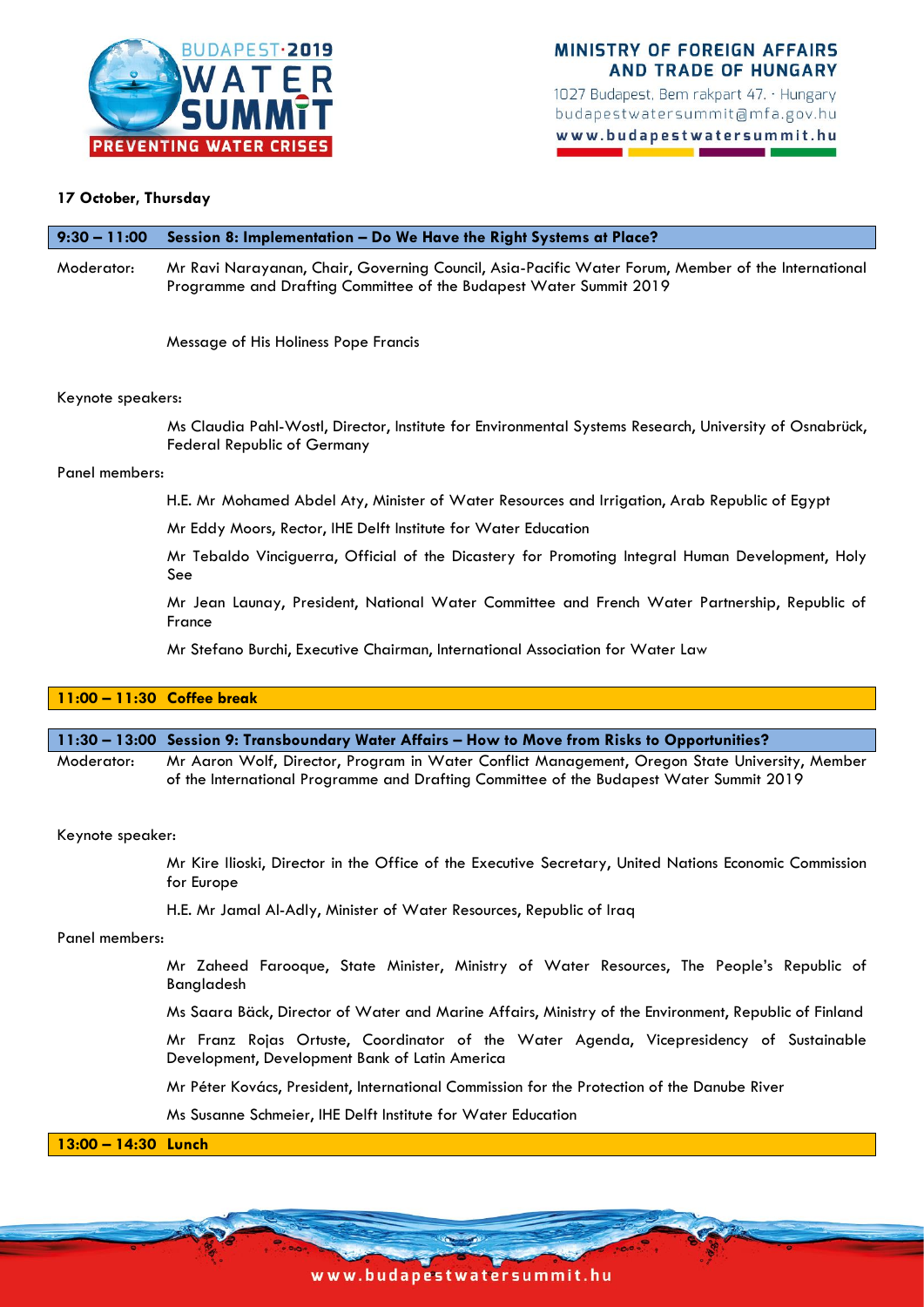**17 October, Thursday**

**9:30 – 11:00 Session 8: Implementation – Do We Have the Right Systems at Place?**

Moderator: Mr Ravi Narayanan, Chair, Governing Council, Asia-Pacific Water Forum, Member of the International Programme and Drafting Committee of the Budapest Water Summit 2019

Message of His Holiness Pope Francis

Keynote speakers:

Ms Claudia Pahl-Wostl, Director, Institute for Environmental Systems Research, University of Osnabrück, Federal Republic of Germany

Panel members:

H.E. Mr Mohamed Abdel Aty, Minister of Water Resources and Irrigation, Arab Republic of Egypt

Mr Eddy Moors, Rector, IHE Delft Institute for Water Education

Mr Tebaldo Vinciguerra, Official of the Dicastery for Promoting Integral Human Development, Holy See

Mr Jean Launay, President, National Water Committee and French Water Partnership, Republic of France

Mr Stefano Burchi, Executive Chairman, International Association for Water Law

**11:00 – 11:30 Coffee break**

**11:30 – 13:00 Session 9: Transboundary Water Affairs – How to Move from Risks to Opportunities?**

Moderator: Mr Aaron Wolf, Director, Program in Water Conflict Management, Oregon State University, Member of the International Programme and Drafting Committee of the Budapest Water Summit 2019

Keynote speaker:

Mr Kire Ilioski, Director in the Office of the Executive Secretary, United Nations Economic Commission for Europe

H.E. Mr Jamal Al-Adly, Minister of Water Resources, Republic of Iraq

Panel members:

Mr Zaheed Farooque, State Minister, Ministry of Water Resources, The People's Republic of Bangladesh

Ms Saara Bäck, Director of Water and Marine Affairs, Ministry of the Environment, Republic of Finland

Mr Franz Rojas Ortuste, Coordinator of the Water Agenda, Vicepresidency of Sustainable Development, Development Bank of Latin America

Mr Péter Kovács, President, International Commission for the Protection of the Danube River

Ms Susanne Schmeier, IHE Delft Institute for Water Education

**13:00 – 14:30 Lunch**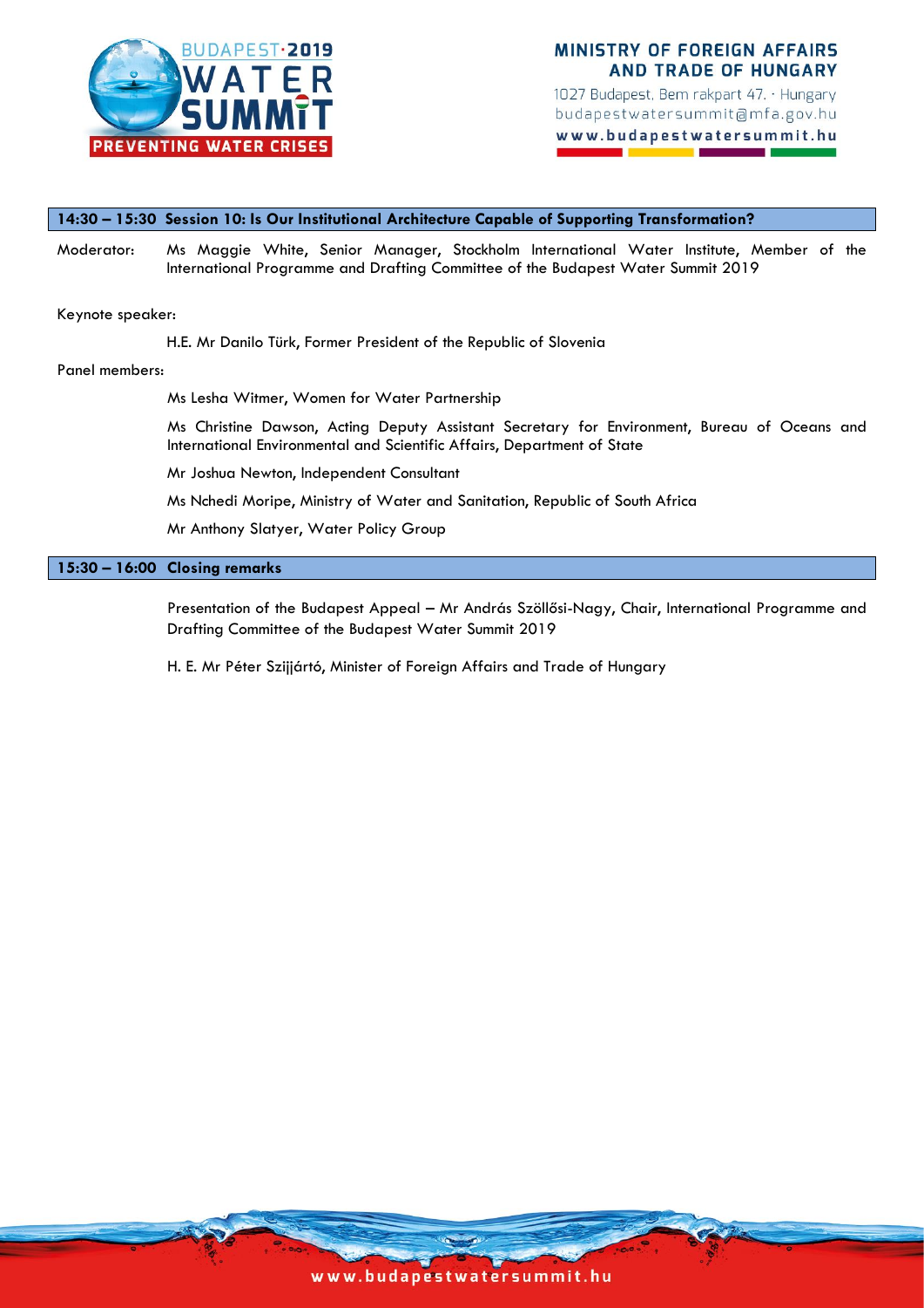## 14:30 – 15:30 Session 10: Is Our Institutional Architecture Capable of Supporting Transformation?

Moderator: Ms Maggie White, Senior Manager, Stockholm International Water Institute, Member of the International Programme and Drafting Committee of the Budapest Water Summit 2019

Keynote speaker:

H.E. Mr Danilo Türk, Former President of the Republic of Slovenia

Panel members:

Ms Lesha Witmer, Women for Water Partnership

Ms Christine Dawson, Acting Deputy Assistant Secretary for Environment, Bureau of Oceans and International Environmental and Scientific Affairs, Department of State

Mr Joshua Newton, Independent Consultant

Ms Nchedi Moripe, Ministry of Water and Sanitation, Republic of South Africa

Mr Anthony Slatyer, Water Policy Group

## 15:30 – 16:00 Closing remarks

Presentation of the Budapest Appeal – Mr András Szöllősi-Nagy, Chair, International Programme and Drafting Committee of the Budapest Water Summit 2019

H. E. Mr Péter Szijjártó, Minister of Foreign Affairs and Trade of Hungary